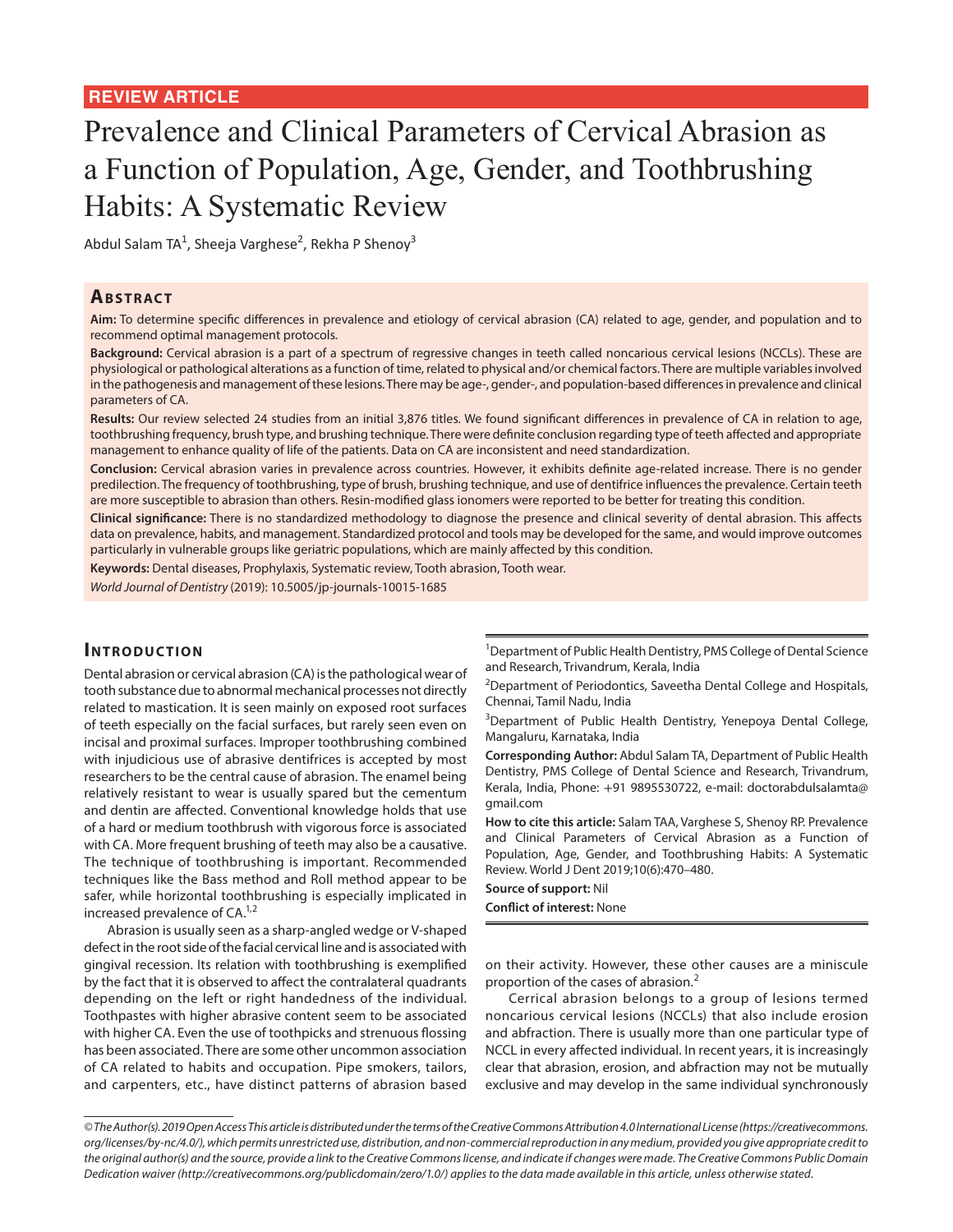**REVIEW ARTICLE**

# Prevalence and Clinical Parameters of Cervical Abrasion as a Function of Population, Age, Gender, and Toothbrushing Habits: A Systematic Review

Abdul Salam TA[1], Sheeja Varghese[2], Rekha P Shenoy[3]

## Abstract

**Aim:** To determine specific differences in prevalence and etiology of cervical abrasion (CA) related to age, gender, and population and to recommend optimal management protocols.

**Background:** Cervical abrasion is a part of a spectrum of regressive changes in teeth called noncarious cervical lesions (NCCLs). These are physiological or pathological alterations as a function of time, related to physical and/or chemical factors. There are multiple variables involved in the pathogenesis and management of these lesions. There may be age-, gender-, and population-based differences in prevalence and clinical parameters of CA.

**Results:** Our review selected 24 studies from an initial 3,876 titles. We found significant differences in prevalence of CA in relation to age, toothbrushing frequency, brush type, and brushing technique. There were definite conclusion regarding type of teeth affected and appropriate management to enhance quality of life of the patients. Data on CA are inconsistent and need standardization.

**Conclusion:** Cervical abrasion varies in prevalence across countries. However, it exhibits definite age-related increase. There is no gender predilection. The frequency of toothbrushing, type of brush, brushing technique, and use of dentifrice influences the prevalence. Certain teeth are more susceptible to abrasion than others. Resin-modified glass ionomers were reported to be better for treating this condition.

**Clinical significance:** There is no standardized methodology to diagnose the presence and clinical severity of dental abrasion. This affects data on prevalence, habits, and management. Standardized protocol and tools may be developed for the same, and would improve outcomes particularly in vulnerable groups like geriatric populations, which are mainly affected by this condition.

**Keywords:** Dental diseases, Prophylaxis, Systematic review, Tooth abrasion, Tooth wear.

*World Journal of Dentistry* (2019): 10.5005/jp-journals-10015-1685

## Introduction

Dental abrasion or cervical abrasion (CA) is the pathological wear of tooth substance due to abnormal mechanical processes not directly related to mastication. It is seen mainly on exposed root surfaces of teeth especially on the facial surfaces, but rarely seen even on incisal and proximal surfaces. Improper toothbrushing combined with injudicious use of abrasive dentifrices is accepted by most researchers to be the central cause of abrasion. The enamel being relatively resistant to wear is usually spared but the cementum and dentin are affected. Conventional knowledge holds that use of a hard or medium toothbrush with vigorous force is associated with CA. More frequent brushing of teeth may also be a causative. The technique of toothbrushing is important. Recommended techniques like the Bass method and Roll method appear to be safer, while horizontal toothbrushing is especially implicated in increased prevalence of CA.[1,2]

Abrasion is usually seen as a sharp-angled wedge or V-shaped defect in the root side of the facial cervical line and is associated with gingival recession. Its relation with toothbrushing is exemplified by the fact that it is observed to affect the contralateral quadrants depending on the left or right handedness of the individual. Toothpastes with higher abrasive content seem to be associated with higher CA. Even the use of toothpicks and strenuous flossing has been associated. There are some other uncommon association of CA related to habits and occupation. Pipe smokers, tailors, and carpenters, etc., have distinct patterns of abrasion based on their activity. However, these other causes are a miniscule proportion of the cases of abrasion.[2]

Cerrical abrasion belongs to a group of lesions termed noncarious cervical lesions (NCCLs) that also include erosion and abfraction. There is usually more than one particular type of NCCL in every affected individual. In recent years, it is increasingly clear that abrasion, erosion, and abfraction may not be mutually exclusive and may develop in the same individual synchronously

---

[1]Department of Public Health Dentistry, PMS College of Dental Science and Research, Trivandrum, Kerala, India

[2]Department of Periodontics, Saveetha Dental College and Hospitals, Chennai, Tamil Nadu, India

[3]Department of Public Health Dentistry, Yenepoya Dental College, Mangaluru, Karnataka, India

**Corresponding Author:** Abdul Salam TA, Department of Public Health Dentistry, PMS College of Dental Science and Research, Trivandrum, Kerala, India, Phone: +91 9895530722, e-mail: doctorabdulsalamta@gmail.com

**How to cite this article:** Salam TAA, Varghese S, Shenoy RP. Prevalence and Clinical Parameters of Cervical Abrasion as a Function of Population, Age, Gender, and Toothbrushing Habits: A Systematic Review. World J Dent 2019;10(6):470–480.

**Source of support:** Nil

**Conflict of interest:** None

*© The Author(s). 2019 Open Access This article is distributed under the terms of the Creative Commons Attribution 4.0 International License (https://creativecommons.org/licenses/by-nc/4.0/), which permits unrestricted use, distribution, and non-commercial reproduction in any medium, provided you give appropriate credit to the original author(s) and the source, provide a link to the Creative Commons license, and indicate if changes were made. The Creative Commons Public Domain Dedication waiver (http://creativecommons.org/publicdomain/zero/1.0/) applies to the data made available in this article, unless otherwise stated.*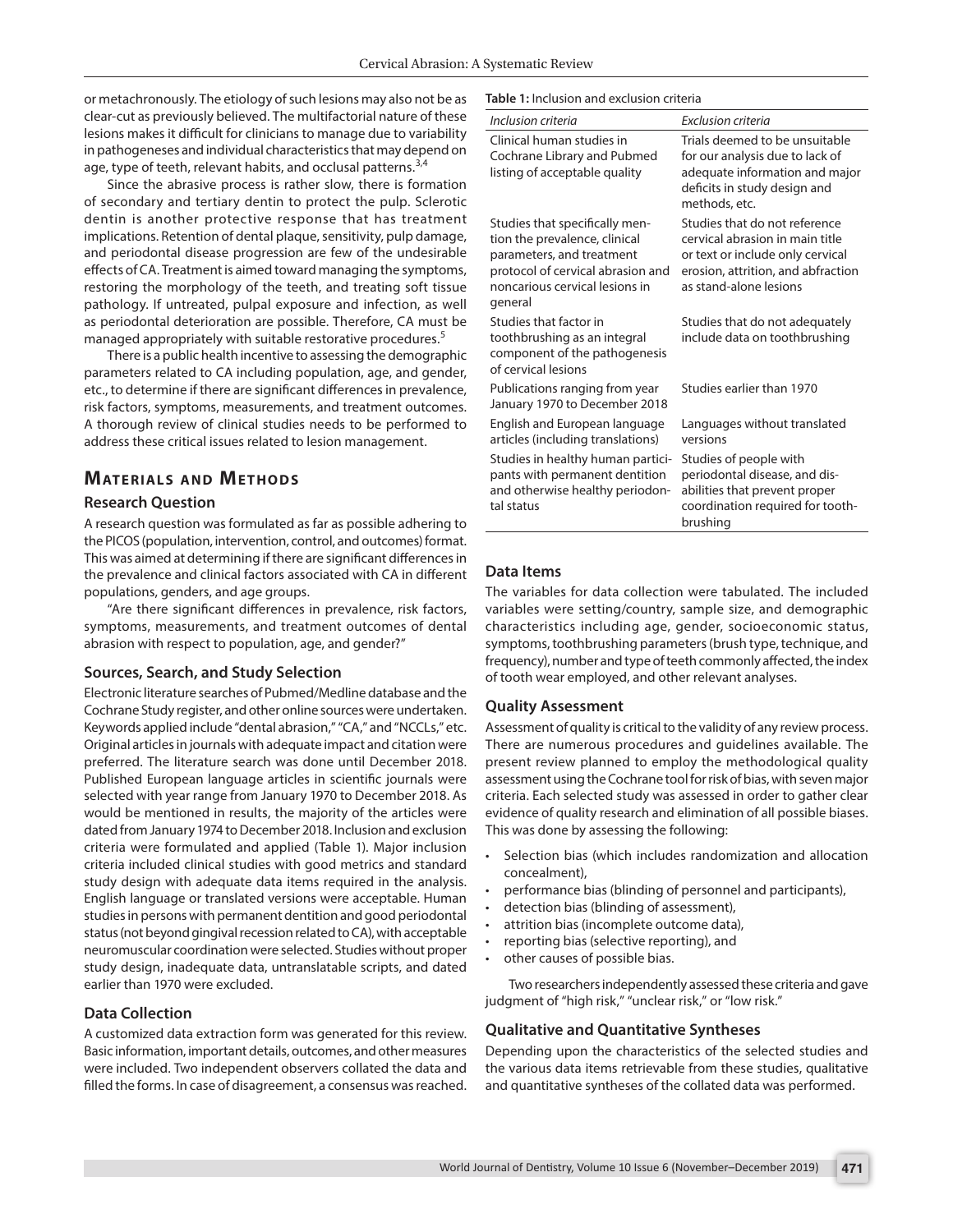or metachronously. The etiology of such lesions may also not be as clear-cut as previously believed. The multifactorial nature of these lesions makes it difficult for clinicians to manage due to variability in pathogeneses and individual characteristics that may depend on age, type of teeth, relevant habits, and occlusal patterns.[3,4]

Since the abrasive process is rather slow, there is formation of secondary and tertiary dentin to protect the pulp. Sclerotic dentin is another protective response that has treatment implications. Retention of dental plaque, sensitivity, pulp damage, and periodontal disease progression are few of the undesirable effects of CA. Treatment is aimed toward managing the symptoms, restoring the morphology of the teeth, and treating soft tissue pathology. If untreated, pulpal exposure and infection, as well as periodontal deterioration are possible. Therefore, CA must be managed appropriately with suitable restorative procedures.[5]

There is a public health incentive to assessing the demographic parameters related to CA including population, age, and gender, etc., to determine if there are significant differences in prevalence, risk factors, symptoms, measurements, and treatment outcomes. A thorough review of clinical studies needs to be performed to address these critical issues related to lesion management.

## Materials and Methods

### Research Question

A research question was formulated as far as possible adhering to the PICOS (population, intervention, control, and outcomes) format. This was aimed at determining if there are significant differences in the prevalence and clinical factors associated with CA in different populations, genders, and age groups.

"Are there significant differences in prevalence, risk factors, symptoms, measurements, and treatment outcomes of dental abrasion with respect to population, age, and gender?"

### Sources, Search, and Study Selection

Electronic literature searches of Pubmed/Medline database and the Cochrane Study register, and other online sources were undertaken. Keywords applied include "dental abrasion," "CA," and "NCCLs," etc. Original articles in journals with adequate impact and citation were preferred. The literature search was done until December 2018. Published European language articles in scientific journals were selected with year range from January 1970 to December 2018. As would be mentioned in results, the majority of the articles were dated from January 1974 to December 2018. Inclusion and exclusion criteria were formulated and applied (Table 1). Major inclusion criteria included clinical studies with good metrics and standard study design with adequate data items required in the analysis. English language or translated versions were acceptable. Human studies in persons with permanent dentition and good periodontal status (not beyond gingival recession related to CA), with acceptable neuromuscular coordination were selected. Studies without proper study design, inadequate data, untranslatable scripts, and dated earlier than 1970 were excluded.

### Data Collection

A customized data extraction form was generated for this review. Basic information, important details, outcomes, and other measures were included. Two independent observers collated the data and filled the forms. In case of disagreement, a consensus was reached.

**Table 1:** Inclusion and exclusion criteria

| *Inclusion criteria* | *Exclusion criteria* |
|---|---|
| Clinical human studies in Cochrane Library and Pubmed listing of acceptable quality | Trials deemed to be unsuitable for our analysis due to lack of adequate information and major deficits in study design and methods, etc. |
| Studies that specifically mention the prevalence, clinical parameters, and treatment protocol of cervical abrasion and noncarious cervical lesions in general | Studies that do not reference cervical abrasion in main title or text or include only cervical erosion, attrition, and abfraction as stand-alone lesions |
| Studies that factor in toothbrushing as an integral component of the pathogenesis of cervical lesions | Studies that do not adequately include data on toothbrushing |
| Publications ranging from year January 1970 to December 2018 | Studies earlier than 1970 |
| English and European language articles (including translations) | Languages without translated versions |
| Studies in healthy human participants with permanent dentition and otherwise healthy periodontal status | Studies of people with periodontal disease, and disabilities that prevent proper coordination required for toothbrushing |

### Data Items

The variables for data collection were tabulated. The included variables were setting/country, sample size, and demographic characteristics including age, gender, socioeconomic status, symptoms, toothbrushing parameters (brush type, technique, and frequency), number and type of teeth commonly affected, the index of tooth wear employed, and other relevant analyses.

### Quality Assessment

Assessment of quality is critical to the validity of any review process. There are numerous procedures and guidelines available. The present review planned to employ the methodological quality assessment using the Cochrane tool for risk of bias, with seven major criteria. Each selected study was assessed in order to gather clear evidence of quality research and elimination of all possible biases. This was done by assessing the following:

- Selection bias (which includes randomization and allocation concealment),
- performance bias (blinding of personnel and participants),
- detection bias (blinding of assessment),
- attrition bias (incomplete outcome data),
- reporting bias (selective reporting), and
- other causes of possible bias.

Two researchers independently assessed these criteria and gave judgment of "high risk," "unclear risk," or "low risk."

### Qualitative and Quantitative Syntheses

Depending upon the characteristics of the selected studies and the various data items retrievable from these studies, qualitative and quantitative syntheses of the collated data was performed.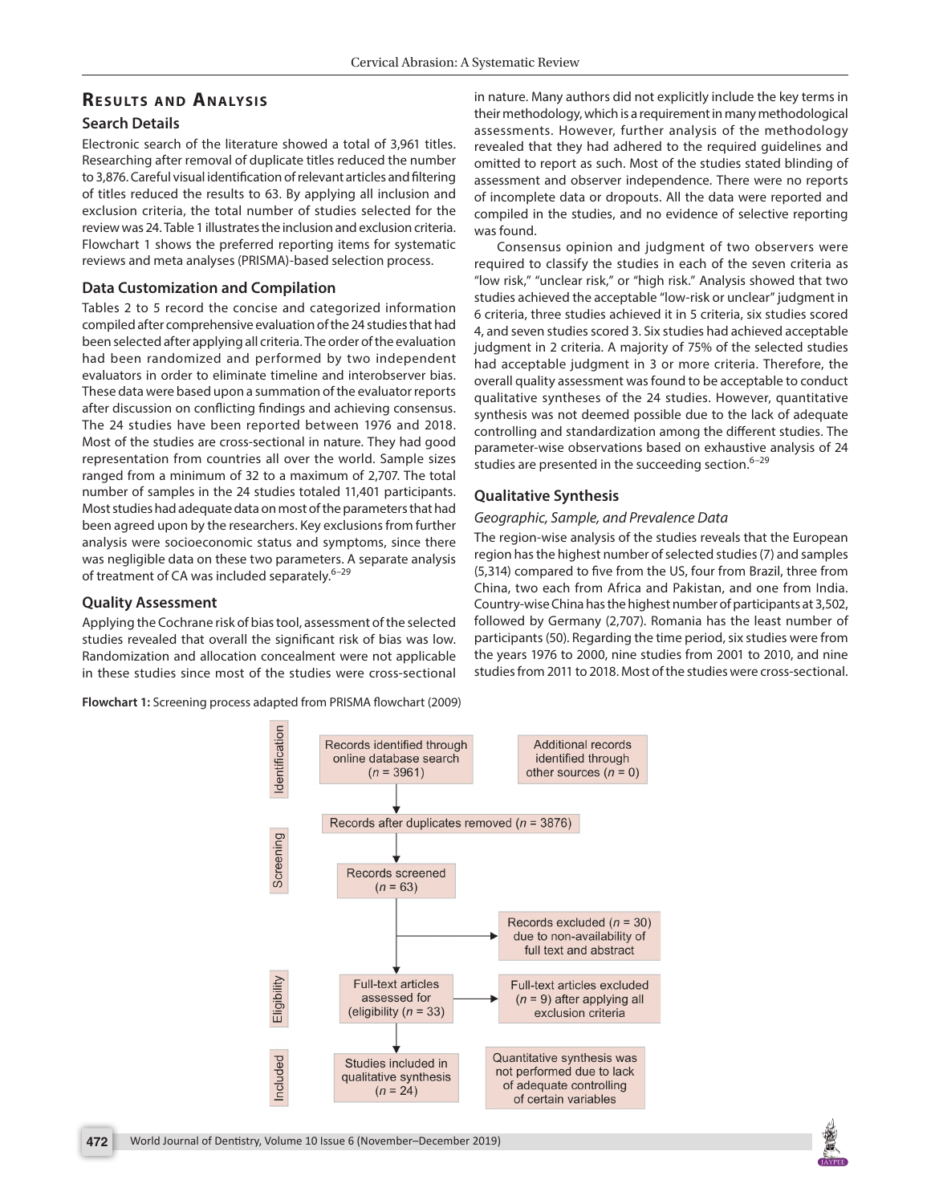## Results and Analysis

### Search Details

Electronic search of the literature showed a total of 3,961 titles. Researching after removal of duplicate titles reduced the number to 3,876. Careful visual identification of relevant articles and filtering of titles reduced the results to 63. By applying all inclusion and exclusion criteria, the total number of studies selected for the review was 24. Table 1 illustrates the inclusion and exclusion criteria. Flowchart 1 shows the preferred reporting items for systematic reviews and meta analyses (PRISMA)-based selection process.

### Data Customization and Compilation

Tables 2 to 5 record the concise and categorized information compiled after comprehensive evaluation of the 24 studies that had been selected after applying all criteria. The order of the evaluation had been randomized and performed by two independent evaluators in order to eliminate timeline and interobserver bias. These data were based upon a summation of the evaluator reports after discussion on conflicting findings and achieving consensus. The 24 studies have been reported between 1976 and 2018. Most of the studies are cross-sectional in nature. They had good representation from countries all over the world. Sample sizes ranged from a minimum of 32 to a maximum of 2,707. The total number of samples in the 24 studies totaled 11,401 participants. Most studies had adequate data on most of the parameters that had been agreed upon by the researchers. Key exclusions from further analysis were socioeconomic status and symptoms, since there was negligible data on these two parameters. A separate analysis of treatment of CA was included separately.[6–29]

### Quality Assessment

Applying the Cochrane risk of bias tool, assessment of the selected studies revealed that overall the significant risk of bias was low. Randomization and allocation concealment were not applicable in these studies since most of the studies were cross-sectional in nature. Many authors did not explicitly include the key terms in their methodology, which is a requirement in many methodological assessments. However, further analysis of the methodology revealed that they had adhered to the required guidelines and omitted to report as such. Most of the studies stated blinding of assessment and observer independence. There were no reports of incomplete data or dropouts. All the data were reported and compiled in the studies, and no evidence of selective reporting was found.

Consensus opinion and judgment of two observers were required to classify the studies in each of the seven criteria as "low risk," "unclear risk," or "high risk." Analysis showed that two studies achieved the acceptable "low-risk or unclear" judgment in 6 criteria, three studies achieved it in 5 criteria, six studies scored 4, and seven studies scored 3. Six studies had achieved acceptable judgment in 2 criteria. A majority of 75% of the selected studies had acceptable judgment in 3 or more criteria. Therefore, the overall quality assessment was found to be acceptable to conduct qualitative syntheses of the 24 studies. However, quantitative synthesis was not deemed possible due to the lack of adequate controlling and standardization among the different studies. The parameter-wise observations based on exhaustive analysis of 24 studies are presented in the succeeding section.[6–29]

### Qualitative Synthesis

#### *Geographic, Sample, and Prevalence Data*

The region-wise analysis of the studies reveals that the European region has the highest number of selected studies (7) and samples (5,314) compared to five from the US, four from Brazil, three from China, two each from Africa and Pakistan, and one from India. Country-wise China has the highest number of participants at 3,502, followed by Germany (2,707). Romania has the least number of participants (50). Regarding the time period, six studies were from the years 1976 to 2000, nine studies from 2001 to 2010, and nine studies from 2011 to 2018. Most of the studies were cross-sectional.

**Flowchart 1:** Screening process adapted from PRISMA flowchart (2009)

**Identification**
- Records identified through online database search ($n$ = 3961)
- Additional records identified through other sources ($n$ = 0)

Records after duplicates removed ($n$ = 3876)

**Screening**
- Records screened ($n$ = 63)
- Records excluded ($n$ = 30) due to non-availability of full text and abstract

**Eligibility**
- Full-text articles assessed for (eligibility ($n$ = 33)
- Full-text articles excluded ($n$ = 9) after applying all exclusion criteria

**Included**
- Studies included in qualitative synthesis ($n$ = 24)
- Quantitative synthesis was not performed due to lack of adequate controlling of certain variables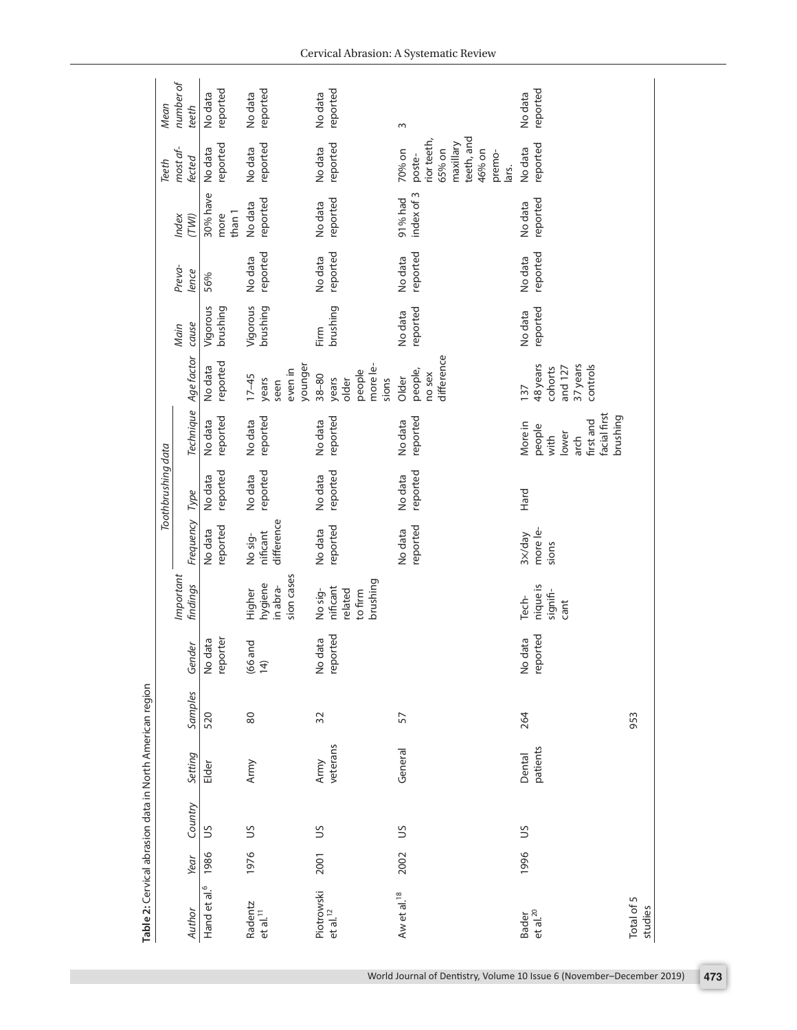**Table 2:** Cervical abrasion data in North American region

| Author | Year | Country | Setting | Samples | Gender | Important findings | Toothbrushing data | | | Age factor | Main cause | Prevalence | Index (TWI) | Teeth most affected | Mean number of teeth |
|---|---|---|---|---|---|---|---|---|---|---|---|---|---|---|---|
| | | | | | | | Frequency | Type | Technique | | | | | | |
| Hand et al.[6] | 1986 | US | Elder | 520 | No data reporter | | No data reported | No data reported | No data reported | No data reported | Vigorous brushing | 56% | 30% have more than 1 | No data reported | No data reported |
| Radentz et al.[11] | 1976 | US | Army | 80 | (66 and 14) | Higher hygiene in abrasion cases | No significant difference | No data reported | No data reported | 17–45 years seen even in younger | Vigorous brushing | No data reported | No data reported | No data reported | No data reported |
| Piotrowski et al.[12] | 2001 | US | Army veterans | 32 | No data reported | No significant related to firm brushing | No data reported | No data reported | No data reported | 38–80 years older people more lesions | Firm brushing | No data reported | No data reported | No data reported | No data reported |
| Aw et al.[18] | 2002 | US | General | 57 | | | No data reported | No data reported | No data reported | Older people, no sex difference | No data reported | No data reported | 91% had index of 3 | 70% on posterior teeth, 65% on maxillary teeth, and 46% on premolars. | 3 |
| Bader et al.[20] | 1996 | US | Dental patients | 264 | No data reported | Technique is significant | 3×/day more lesions | Hard | More in people with lower arch first and facial first brushing | 137 48 years cohorts and 127 37 years controls | No data reported | No data reported | No data reported | No data reported | No data reported |
| Total of 5 studies | | | | 953 | | | | | | | | | | | |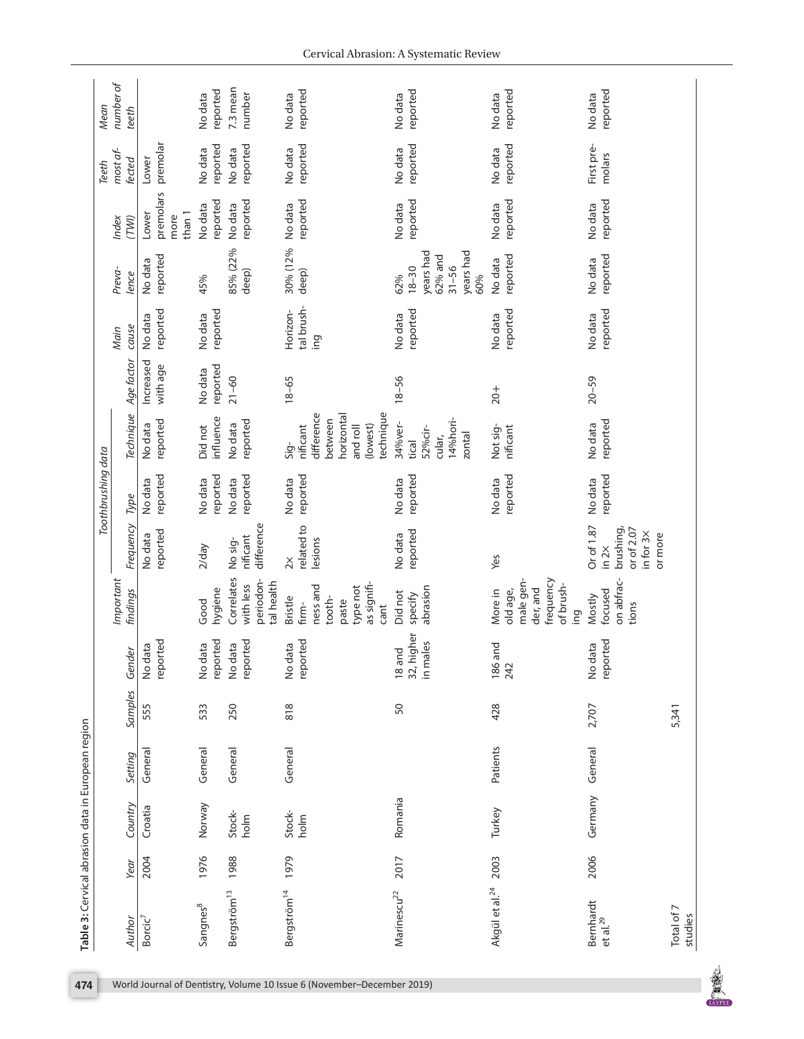**Table 3:** Cervical abrasion data in European region

| Author | Year | Country | Setting | Samples | Gender | Important findings | Toothbrushing data | | | Age factor | Main cause | Prevalence | Index (TWI) | Teeth most affected | Mean number of teeth |
|---|---|---|---|---|---|---|---|---|---|---|---|---|---|---|---|
| | | | | | | | Frequency | Type | Technique | | | | | | |
| Borcic[7] | 2004 | Croatia | General | 555 | No data reported | | No data reported | No data reported | No data reported | Increased with age | No data reported | No data reported | Lower premolars more than 1 | Lower premolar | |
| Sangnes[8] | 1976 | Norway | General | 533 | No data reported | Good hygiene | 2/day | No data reported | Did not influence | No data reported | No data reported | 45% | No data reported | No data reported | No data reported |
| Bergström[13] | 1988 | Stockholm | General | 250 | No data reported | Correlates with less periodontal health | No significant difference | No data reported | No data reported | 21–60 | | 85% (22% deep) | No data reported | No data reported | 7.3 mean number |
| Bergström[14] | 1979 | Stockholm | General | 818 | No data reported | Bristle firmness and toothpaste type not as significant | 2× related to lesions | No data reported | Significant difference between horizontal and roll (lowest) technique | 18–65 | Horizontal brushing | 30% (12% deep) | No data reported | No data reported | No data reported |
| Marinescu[22] | 2017 | Romania | | 50 | 18 and 32, higher in males | Did not specify abrasion | No data reported | No data reported | 34%vertical 52%circular, 14%horizontal | 18–56 | No data reported | 62% 18–30 years had 62% and 31–56 years had 60% | No data reported | No data reported | No data reported |
| Akgül et al.[24] | 2003 | Turkey | Patients | 428 | 186 and 242 | More in old age, male gender, and frequency of brushing | Yes | No data reported | Not significant | 20+ | No data reported | No data reported | No data reported | No data reported | No data reported |
| Bernhardt et al.[29] | 2006 | Germany | General | 2,707 | No data reported | Mostly focused on abfractions | Or of 1.87 in 2× brushing, or of 2.07 in for 3× or more | No data reported | No data reported | 20–59 | No data reported | No data reported | No data reported | First premolars | No data reported |
| Total of 7 studies | | | | 5,341 | | | | | | | | | | | |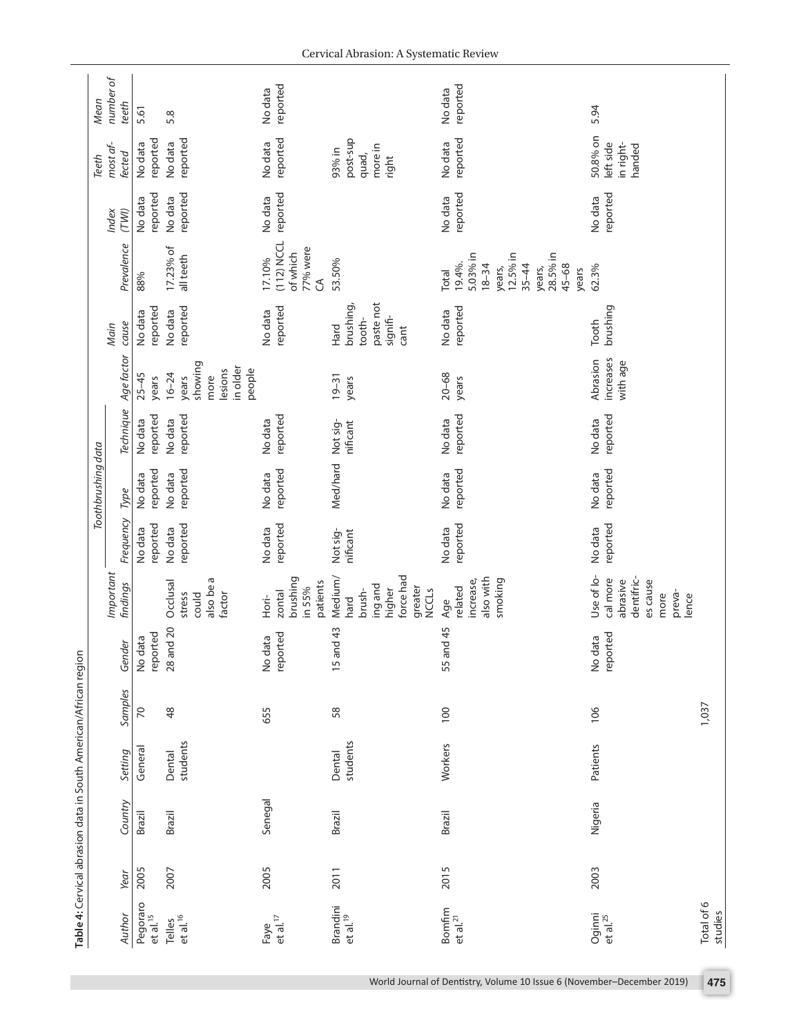**Table 4:** Cervical abrasion data in South American/African region

| Author | Year | Country | Setting | Samples | Gender | Important findings | Toothbrushing data | | | Age factor | Main cause | Prevalence | Index (TWI) | Teeth most affected | Mean number of teeth |
|---|---|---|---|---|---|---|---|---|---|---|---|---|---|---|---|
| | | | | | | | Frequency | Type | Technique | | | | | | |
| Pegoraro et al.[15] | 2005 | Brazil | General | 70 | No data reported | | No data reported | No data reported | No data reported | 25–45 years | No data reported | 88% | No data reported | No data reported | 5.61 |
| Telles et al.[16] | 2007 | Brazil | Dental students | 48 | 28 and 20 | Occlusal stress could also be a factor | No data reported | No data reported | No data reported | 16–24 years showing more lesions in older people | No data reported | 17.23% of all teeth | No data reported | No data reported | 5.8 |
| Faye et al.[17] | 2005 | Senegal | | 655 | No data reported | Horizontal brushing in 55% patients | No data reported | No data reported | No data reported | | No data reported | 17.10% (112) NCCL of which 77% were CA | No data reported | No data reported | No data reported |
| Brandini et al.[19] | 2011 | Brazil | Dental students | 58 | 15 and 43 | Medium/hard brushing and higher force had greater NCCLs | Not significant | Med/hard | Not significant | 19–31 years | Hard brushing, toothpaste not significant | 53.50% | | 93% in post-sup quad, more in right | |
| Bomfim et al.[21] | 2015 | Brazil | Workers | 100 | 55 and 45 | Age related increase, also with smoking | No data reported | No data reported | No data reported | 20–68 years | No data reported | Total 19.4%. 5.03% in 18–34 years, 12.5% in 35–44 years, 28.5% in 45–68 years | No data reported | No data reported | No data reported |
| Oginni et al.[25] | 2003 | Nigeria | Patients | 106 | No data reported | Use of local more abrasive dentifrices cause more prevalence | No data reported | No data reported | No data reported | Abrasion increases with age | Tooth brushing | 62.3% | No data reported | 50.8% on left side in right-handed | 5.94 |
| Total of 6 studies | | | | 1,037 | | | | | | | | | | | |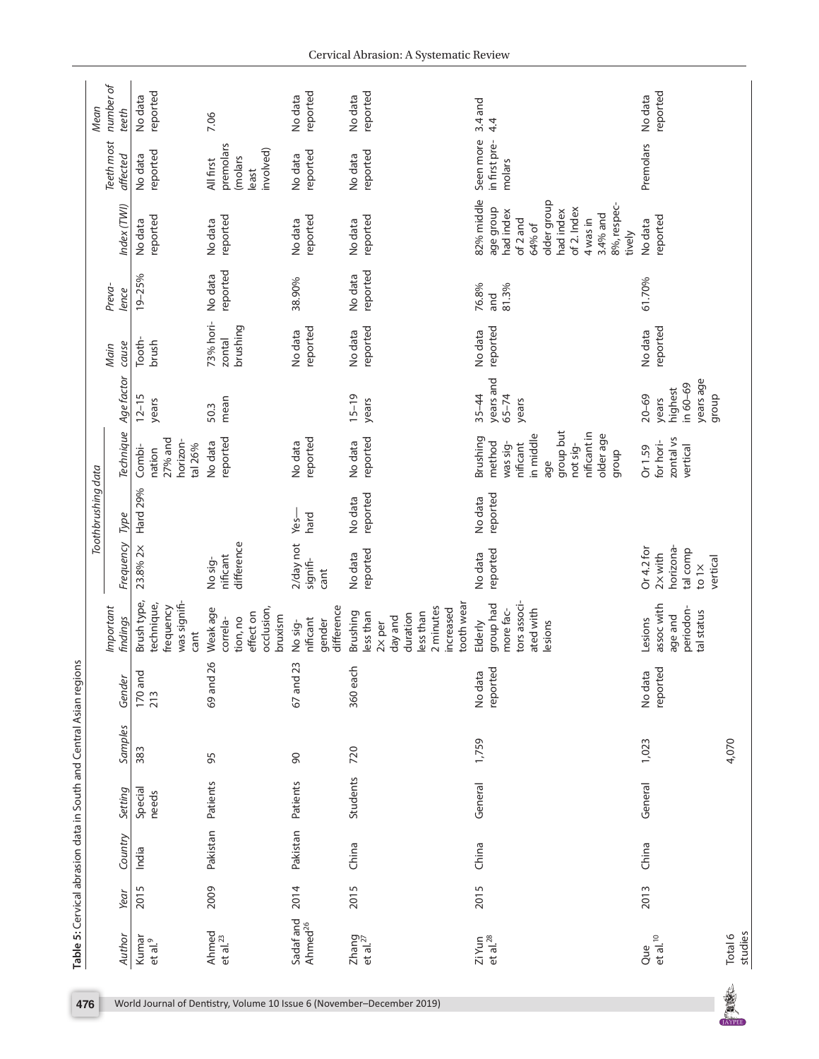**Table 5:** Cervical abrasion data in South and Central Asian regions

| Author | Year | Country | Setting | Samples | Gender | Important findings | Toothbrushing data | | | | Main cause | Prevalence | Index (TWI) | Teeth most affected | Mean number of teeth |
|---|---|---|---|---|---|---|---|---|---|---|---|---|---|---|---|
| | | | | | | | Frequency | Type | Technique | Age factor | | | | | |
| Kumar et al.[9] | 2015 | India | Special needs | 383 | 170 and 213 | Brush type, technique, frequency was significant | 23.8% 2× | Hard 29% | Combination 27% and horizontal 26% | 12–15 years | Toothbrush | 19–25% | No data reported | No data reported | No data reported |
| Ahmed et al.[23] | 2009 | Pakistan | Patients | 95 | 69 and 26 | Weak age correlation, no effect on occlusion, bruxism | No significant difference | | No data reported | 50.3 mean | 73% horizontal brushing | No data reported | No data reported | All first premolars (molars least involved) | 7.06 |
| Sadaf and Ahmed[26] | 2014 | Pakistan | Patients | 90 | 67 and 23 | No significant gender difference | 2/day not significant | Yes—hard | No data reported | | No data reported | 38.90% | No data reported | No data reported | No data reported |
| Zhang et al.[27] | 2015 | China | Students | 720 | 360 each | Brushing less than 2× per day and duration less than 2 minutes increased tooth wear | No data reported | No data reported | No data reported | 15–19 years | No data reported | No data reported | No data reported | No data reported | No data reported |
| Zi Yun et al.[28] | 2015 | China | General | 1,759 | No data reported | Elderly group had more factors associated with lesions | No data reported | No data reported | Brushing method was significant in middle age group but not significant in older age group | 35–44 years and 65–74 years | No data reported | 76.8% and 81.3% | 82% middle age group had index of 2 and 64% of older group had index of 2. Index 4 was in 3.4% and 8%, respectively | Seen more in first premolars | 3.4 and 4.4 |
| Que et al.[10] | 2013 | China | General | 1,023 | No data reported | Lesions assoc with age and periodontal status | Or 4.2 for 2× with horizontal comp to 1× vertical | | Or 1.59 for horizontal vs vertical | 20–69 years highest in 60–69 years age group | No data reported | 61.70% | No data reported | Premolars | No data reported |
| Total 6 studies | | | | 4,070 | | | | | | | | | | | |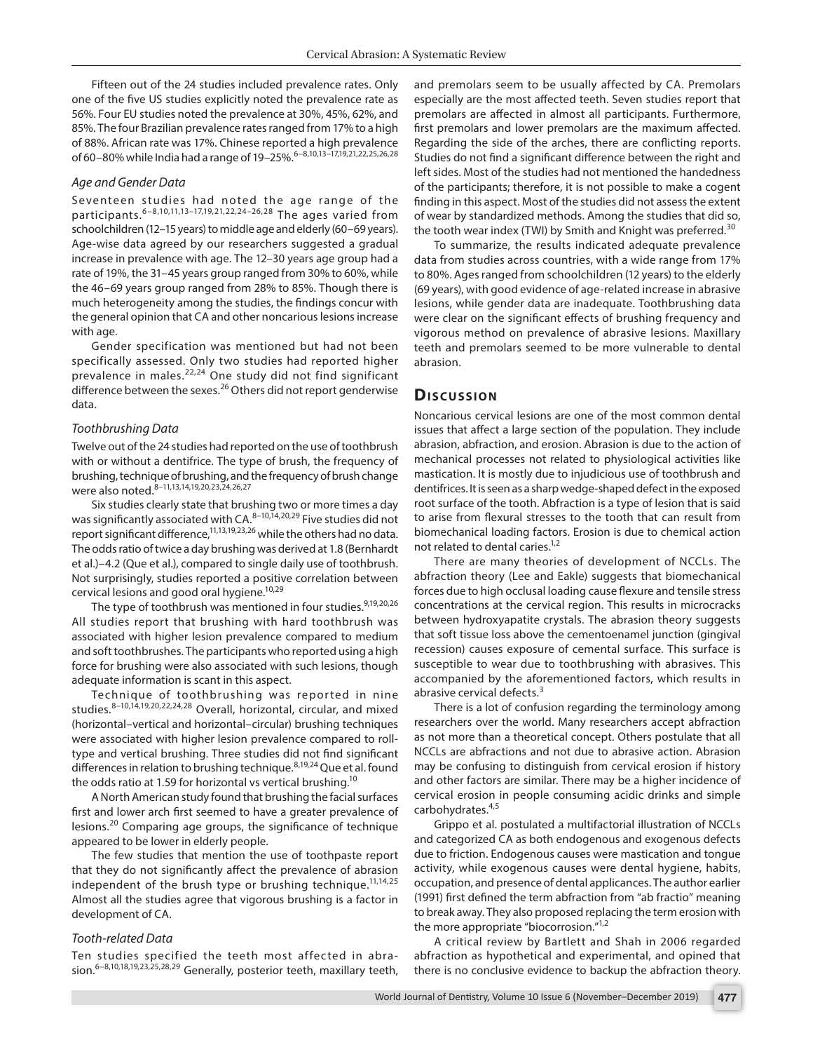Fifteen out of the 24 studies included prevalence rates. Only one of the five US studies explicitly noted the prevalence rate as 56%. Four EU studies noted the prevalence at 30%, 45%, 62%, and 85%. The four Brazilian prevalence rates ranged from 17% to a high of 88%. African rate was 17%. Chinese reported a high prevalence of 60–80% while India had a range of 19–25%.[6–8,10,13–17,19,21,22,25,26,28]

### *Age and Gender Data*

Seventeen studies had noted the age range of the participants.[6–8,10,11,13–17,19,21,22,24–26,28] The ages varied from schoolchildren (12–15 years) to middle age and elderly (60–69 years). Age-wise data agreed by our researchers suggested a gradual increase in prevalence with age. The 12–30 years age group had a rate of 19%, the 31–45 years group ranged from 30% to 60%, while the 46–69 years group ranged from 28% to 85%. Though there is much heterogeneity among the studies, the findings concur with the general opinion that CA and other noncarious lesions increase with age.

Gender specification was mentioned but had not been specifically assessed. Only two studies had reported higher prevalence in males.[22,24] One study did not find significant difference between the sexes.[26] Others did not report genderwise data.

### *Toothbrushing Data*

Twelve out of the 24 studies had reported on the use of toothbrush with or without a dentifrice. The type of brush, the frequency of brushing, technique of brushing, and the frequency of brush change were also noted.[8–11,13,14,19,20,23,24,26,27]

Six studies clearly state that brushing two or more times a day was significantly associated with CA.[8–10,14,20,29] Five studies did not report significant difference,[11,13,19,23,26] while the others had no data. The odds ratio of twice a day brushing was derived at 1.8 (Bernhardt et al.)–4.2 (Que et al.), compared to single daily use of toothbrush. Not surprisingly, studies reported a positive correlation between cervical lesions and good oral hygiene.[10,29]

The type of toothbrush was mentioned in four studies.[9,19,20,26] All studies report that brushing with hard toothbrush was associated with higher lesion prevalence compared to medium and soft toothbrushes. The participants who reported using a high force for brushing were also associated with such lesions, though adequate information is scant in this aspect.

Technique of toothbrushing was reported in nine studies.[8–10,14,19,20,22,24,28] Overall, horizontal, circular, and mixed (horizontal–vertical and horizontal–circular) brushing techniques were associated with higher lesion prevalence compared to roll-type and vertical brushing. Three studies did not find significant differences in relation to brushing technique.[8,19,24] Que et al. found the odds ratio at 1.59 for horizontal vs vertical brushing.[10]

A North American study found that brushing the facial surfaces first and lower arch first seemed to have a greater prevalence of lesions.[20] Comparing age groups, the significance of technique appeared to be lower in elderly people.

The few studies that mention the use of toothpaste report that they do not significantly affect the prevalence of abrasion independent of the brush type or brushing technique.[11,14,25] Almost all the studies agree that vigorous brushing is a factor in development of CA.

### *Tooth-related Data*

Ten studies specified the teeth most affected in abrasion.[6–8,10,18,19,23,25,28,29] Generally, posterior teeth, maxillary teeth, and premolars seem to be usually affected by CA. Premolars especially are the most affected teeth. Seven studies report that premolars are affected in almost all participants. Furthermore, first premolars and lower premolars are the maximum affected. Regarding the side of the arches, there are conflicting reports. Studies do not find a significant difference between the right and left sides. Most of the studies had not mentioned the handedness of the participants; therefore, it is not possible to make a cogent finding in this aspect. Most of the studies did not assess the extent of wear by standardized methods. Among the studies that did so, the tooth wear index (TWI) by Smith and Knight was preferred.[30]

To summarize, the results indicated adequate prevalence data from studies across countries, with a wide range from 17% to 80%. Ages ranged from schoolchildren (12 years) to the elderly (69 years), with good evidence of age-related increase in abrasive lesions, while gender data are inadequate. Toothbrushing data were clear on the significant effects of brushing frequency and vigorous method on prevalence of abrasive lesions. Maxillary teeth and premolars seemed to be more vulnerable to dental abrasion.

## Discussion

Noncarious cervical lesions are one of the most common dental issues that affect a large section of the population. They include abrasion, abfraction, and erosion. Abrasion is due to the action of mechanical processes not related to physiological activities like mastication. It is mostly due to injudicious use of toothbrush and dentifrices. It is seen as a sharp wedge-shaped defect in the exposed root surface of the tooth. Abfraction is a type of lesion that is said to arise from flexural stresses to the tooth that can result from biomechanical loading factors. Erosion is due to chemical action not related to dental caries.[1,2]

There are many theories of development of NCCLs. The abfraction theory (Lee and Eakle) suggests that biomechanical forces due to high occlusal loading cause flexure and tensile stress concentrations at the cervical region. This results in microcracks between hydroxyapatite crystals. The abrasion theory suggests that soft tissue loss above the cementoenamel junction (gingival recession) causes exposure of cemental surface. This surface is susceptible to wear due to toothbrushing with abrasives. This accompanied by the aforementioned factors, which results in abrasive cervical defects.[3]

There is a lot of confusion regarding the terminology among researchers over the world. Many researchers accept abfraction as not more than a theoretical concept. Others postulate that all NCCLs are abfractions and not due to abrasive action. Abrasion may be confusing to distinguish from cervical erosion if history and other factors are similar. There may be a higher incidence of cervical erosion in people consuming acidic drinks and simple carbohydrates.[4,5]

Grippo et al. postulated a multifactorial illustration of NCCLs and categorized CA as both endogenous and exogenous defects due to friction. Endogenous causes were mastication and tongue activity, while exogenous causes were dental hygiene, habits, occupation, and presence of dental applicances. The author earlier (1991) first defined the term abfraction from "ab fractio" meaning to break away. They also proposed replacing the term erosion with the more appropriate "biocorrosion."[1,2]

A critical review by Bartlett and Shah in 2006 regarded abfraction as hypothetical and experimental, and opined that there is no conclusive evidence to backup the abfraction theory.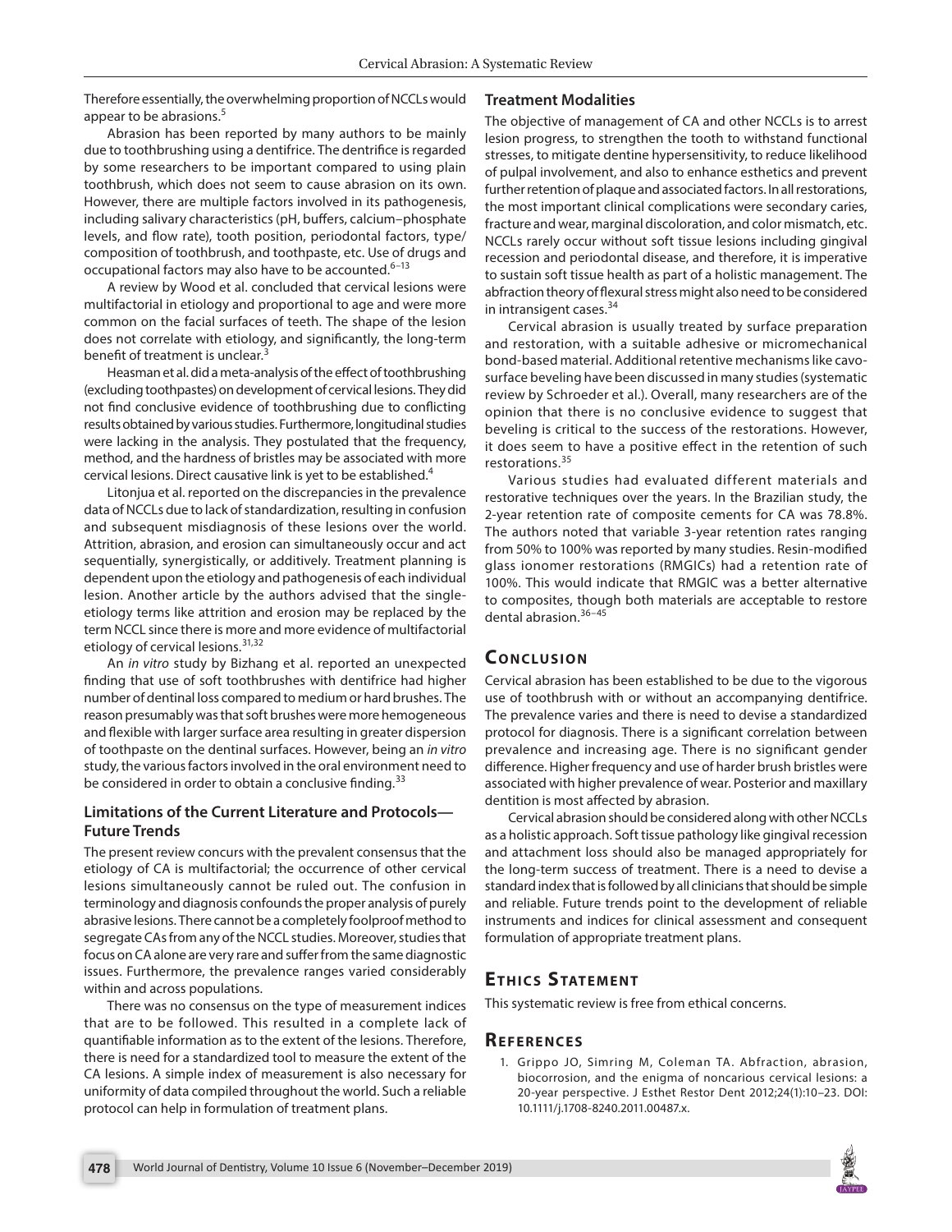Therefore essentially, the overwhelming proportion of NCCLs would appear to be abrasions.[5]

Abrasion has been reported by many authors to be mainly due to toothbrushing using a dentifrice. The dentifrice is regarded by some researchers to be important compared to using plain toothbrush, which does not seem to cause abrasion on its own. However, there are multiple factors involved in its pathogenesis, including salivary characteristics (pH, buffers, calcium–phosphate levels, and flow rate), tooth position, periodontal factors, type/composition of toothbrush, and toothpaste, etc. Use of drugs and occupational factors may also have to be accounted.[6–13]

A review by Wood et al. concluded that cervical lesions were multifactorial in etiology and proportional to age and were more common on the facial surfaces of teeth. The shape of the lesion does not correlate with etiology, and significantly, the long-term benefit of treatment is unclear.[3]

Heasman et al. did a meta-analysis of the effect of toothbrushing (excluding toothpastes) on development of cervical lesions. They did not find conclusive evidence of toothbrushing due to conflicting results obtained by various studies. Furthermore, longitudinal studies were lacking in the analysis. They postulated that the frequency, method, and the hardness of bristles may be associated with more cervical lesions. Direct causative link is yet to be established.[4]

Litonjua et al. reported on the discrepancies in the prevalence data of NCCLs due to lack of standardization, resulting in confusion and subsequent misdiagnosis of these lesions over the world. Attrition, abrasion, and erosion can simultaneously occur and act sequentially, synergistically, or additively. Treatment planning is dependent upon the etiology and pathogenesis of each individual lesion. Another article by the authors advised that the single-etiology terms like attrition and erosion may be replaced by the term NCCL since there is more and more evidence of multifactorial etiology of cervical lesions.[31,32]

An *in vitro* study by Bizhang et al. reported an unexpected finding that use of soft toothbrushes with dentifrice had higher number of dentinal loss compared to medium or hard brushes. The reason presumably was that soft brushes were more hemogeneous and flexible with larger surface area resulting in greater dispersion of toothpaste on the dentinal surfaces. However, being an *in vitro* study, the various factors involved in the oral environment need to be considered in order to obtain a conclusive finding.[33]

### Limitations of the Current Literature and Protocols—Future Trends

The present review concurs with the prevalent consensus that the etiology of CA is multifactorial; the occurrence of other cervical lesions simultaneously cannot be ruled out. The confusion in terminology and diagnosis confounds the proper analysis of purely abrasive lesions. There cannot be a completely foolproof method to segregate CAs from any of the NCCL studies. Moreover, studies that focus on CA alone are very rare and suffer from the same diagnostic issues. Furthermore, the prevalence ranges varied considerably within and across populations.

There was no consensus on the type of measurement indices that are to be followed. This resulted in a complete lack of quantifiable information as to the extent of the lesions. Therefore, there is need for a standardized tool to measure the extent of the CA lesions. A simple index of measurement is also necessary for uniformity of data compiled throughout the world. Such a reliable protocol can help in formulation of treatment plans.

### Treatment Modalities

The objective of management of CA and other NCCLs is to arrest lesion progress, to strengthen the tooth to withstand functional stresses, to mitigate dentine hypersensitivity, to reduce likelihood of pulpal involvement, and also to enhance esthetics and prevent further retention of plaque and associated factors. In all restorations, the most important clinical complications were secondary caries, fracture and wear, marginal discoloration, and color mismatch, etc. NCCLs rarely occur without soft tissue lesions including gingival recession and periodontal disease, and therefore, it is imperative to sustain soft tissue health as part of a holistic management. The abfraction theory of flexural stress might also need to be considered in intransigent cases.[34]

Cervical abrasion is usually treated by surface preparation and restoration, with a suitable adhesive or micromechanical bond-based material. Additional retentive mechanisms like cavo-surface beveling have been discussed in many studies (systematic review by Schroeder et al.). Overall, many researchers are of the opinion that there is no conclusive evidence to suggest that beveling is critical to the success of the restorations. However, it does seem to have a positive effect in the retention of such restorations.[35]

Various studies had evaluated different materials and restorative techniques over the years. In the Brazilian study, the 2-year retention rate of composite cements for CA was 78.8%. The authors noted that variable 3-year retention rates ranging from 50% to 100% was reported by many studies. Resin-modified glass ionomer restorations (RMGICs) had a retention rate of 100%. This would indicate that RMGIC was a better alternative to composites, though both materials are acceptable to restore dental abrasion.[36–45]

## Conclusion

Cervical abrasion has been established to be due to the vigorous use of toothbrush with or without an accompanying dentifrice. The prevalence varies and there is need to devise a standardized protocol for diagnosis. There is a significant correlation between prevalence and increasing age. There is no significant gender difference. Higher frequency and use of harder brush bristles were associated with higher prevalence of wear. Posterior and maxillary dentition is most affected by abrasion.

Cervical abrasion should be considered along with other NCCLs as a holistic approach. Soft tissue pathology like gingival recession and attachment loss should also be managed appropriately for the long-term success of treatment. There is a need to devise a standard index that is followed by all clinicians that should be simple and reliable. Future trends point to the development of reliable instruments and indices for clinical assessment and consequent formulation of appropriate treatment plans.

## Ethics Statement

This systematic review is free from ethical concerns.

## References

1. Grippo JO, Simring M, Coleman TA. Abfraction, abrasion, biocorrosion, and the enigma of noncarious cervical lesions: a 20-year perspective. J Esthet Restor Dent 2012;24(1):10–23. DOI: 10.1111/j.1708-8240.2011.00487.x.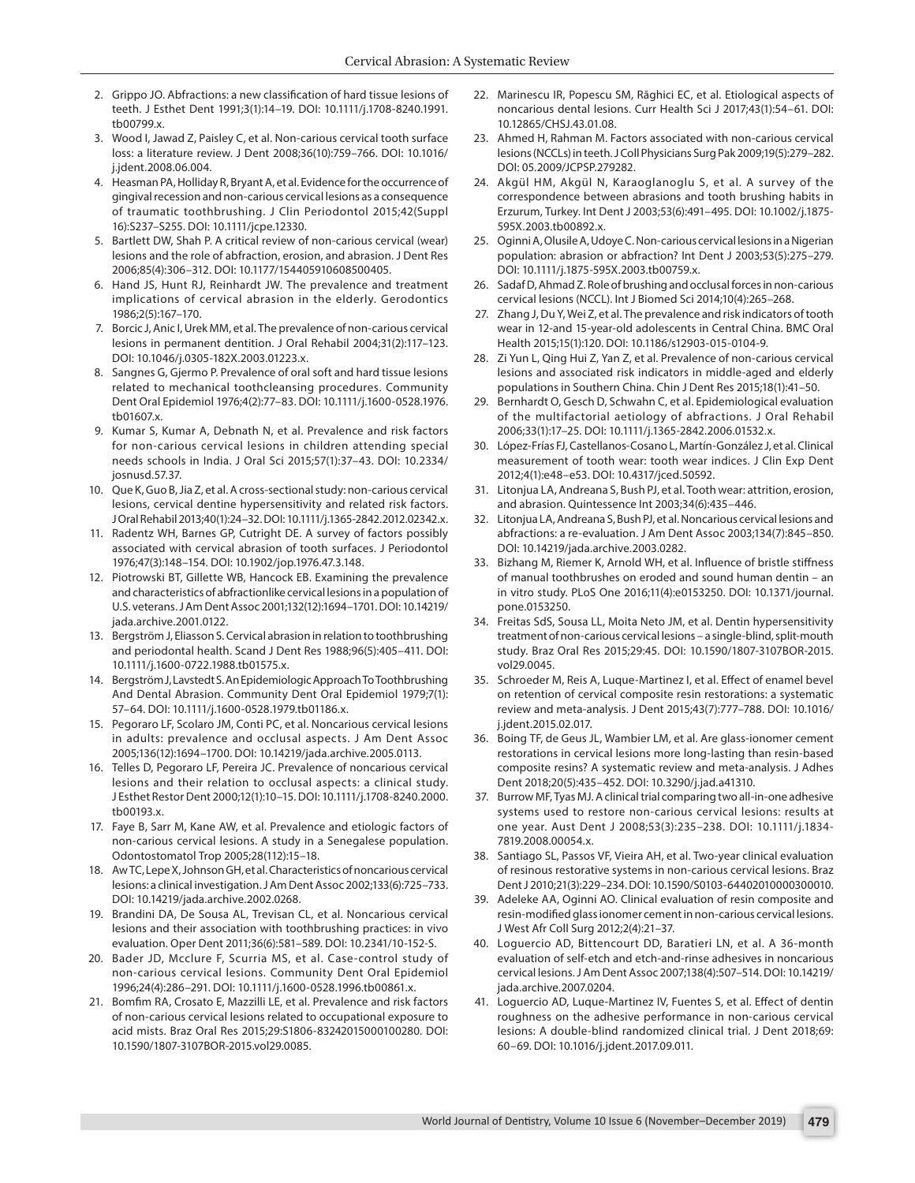2. Grippo JO. Abfractions: a new classification of hard tissue lesions of teeth. J Esthet Dent 1991;3(1):14–19. DOI: 10.1111/j.1708-8240.1991.tb00799.x.
3. Wood I, Jawad Z, Paisley C, et al. Non-carious cervical tooth surface loss: a literature review. J Dent 2008;36(10):759–766. DOI: 10.1016/j.jdent.2008.06.004.
4. Heasman PA, Holliday R, Bryant A, et al. Evidence for the occurrence of gingival recession and non-carious cervical lesions as a consequence of traumatic toothbrushing. J Clin Periodontol 2015;42(Suppl 16):S237–S255. DOI: 10.1111/jcpe.12330.
5. Bartlett DW, Shah P. A critical review of non-carious cervical (wear) lesions and the role of abfraction, erosion, and abrasion. J Dent Res 2006;85(4):306–312. DOI: 10.1177/154405910608500405.
6. Hand JS, Hunt RJ, Reinhardt JW. The prevalence and treatment implications of cervical abrasion in the elderly. Gerodontics 1986;2(5):167–170.
7. Borcic J, Anic I, Urek MM, et al. The prevalence of non-carious cervical lesions in permanent dentition. J Oral Rehabil 2004;31(2):117–123. DOI: 10.1046/j.0305-182X.2003.01223.x.
8. Sangnes G, Gjermo P. Prevalence of oral soft and hard tissue lesions related to mechanical toothcleansing procedures. Community Dent Oral Epidemiol 1976;4(2):77–83. DOI: 10.1111/j.1600-0528.1976.tb01607.x.
9. Kumar S, Kumar A, Debnath N, et al. Prevalence and risk factors for non-carious cervical lesions in children attending special needs schools in India. J Oral Sci 2015;57(1):37–43. DOI: 10.2334/josnusd.57.37.
10. Que K, Guo B, Jia Z, et al. A cross-sectional study: non-carious cervical lesions, cervical dentine hypersensitivity and related risk factors. J Oral Rehabil 2013;40(1):24–32. DOI: 10.1111/j.1365-2842.2012.02342.x.
11. Radentz WH, Barnes GP, Cutright DE. A survey of factors possibly associated with cervical abrasion of tooth surfaces. J Periodontol 1976;47(3):148–154. DOI: 10.1902/jop.1976.47.3.148.
12. Piotrowski BT, Gillette WB, Hancock EB. Examining the prevalence and characteristics of abfractionlike cervical lesions in a population of U.S. veterans. J Am Dent Assoc 2001;132(12):1694–1701. DOI: 10.14219/jada.archive.2001.0122.
13. Bergström J, Eliasson S. Cervical abrasion in relation to toothbrushing and periodontal health. Scand J Dent Res 1988;96(5):405–411. DOI: 10.1111/j.1600-0722.1988.tb01575.x.
14. Bergström J, Lavstedt S. An Epidemiologic Approach To Toothbrushing And Dental Abrasion. Community Dent Oral Epidemiol 1979;7(1): 57–64. DOI: 10.1111/j.1600-0528.1979.tb01186.x.
15. Pegoraro LF, Scolaro JM, Conti PC, et al. Noncarious cervical lesions in adults: prevalence and occlusal aspects. J Am Dent Assoc 2005;136(12):1694–1700. DOI: 10.14219/jada.archive.2005.0113.
16. Telles D, Pegoraro LF, Pereira JC. Prevalence of noncarious cervical lesions and their relation to occlusal aspects: a clinical study. J Esthet Restor Dent 2000;12(1):10–15. DOI: 10.1111/j.1708-8240.2000.tb00193.x.
17. Faye B, Sarr M, Kane AW, et al. Prevalence and etiologic factors of non-carious cervical lesions. A study in a Senegalese population. Odontostomatol Trop 2005;28(112):15–18.
18. Aw TC, Lepe X, Johnson GH, et al. Characteristics of noncarious cervical lesions: a clinical investigation. J Am Dent Assoc 2002;133(6):725–733. DOI: 10.14219/jada.archive.2002.0268.
19. Brandini DA, De Sousa AL, Trevisan CL, et al. Noncarious cervical lesions and their association with toothbrushing practices: in vivo evaluation. Oper Dent 2011;36(6):581–589. DOI: 10.2341/10-152-S.
20. Bader JD, Mcclure F, Scurria MS, et al. Case-control study of non-carious cervical lesions. Community Dent Oral Epidemiol 1996;24(4):286–291. DOI: 10.1111/j.1600-0528.1996.tb00861.x.
21. Bomfim RA, Crosato E, Mazzilli LE, et al. Prevalence and risk factors of non-carious cervical lesions related to occupational exposure to acid mists. Braz Oral Res 2015;29:S1806-83242015000100280. DOI: 10.1590/1807-3107BOR-2015.vol29.0085.
22. Marinescu IR, Popescu SM, Răghici EC, et al. Etiological aspects of noncarious dental lesions. Curr Health Sci J 2017;43(1):54–61. DOI: 10.12865/CHSJ.43.01.08.
23. Ahmed H, Rahman M. Factors associated with non-carious cervical lesions (NCCLs) in teeth. J Coll Physicians Surg Pak 2009;19(5):279–282. DOI: 05.2009/JCPSP.279282.
24. Akgül HM, Akgül N, Karaoglanoglu S, et al. A survey of the correspondence between abrasions and tooth brushing habits in Erzurum, Turkey. Int Dent J 2003;53(6):491–495. DOI: 10.1002/j.1875-595X.2003.tb00892.x.
25. Oginni A, Olusile A, Udoye C. Non-carious cervical lesions in a Nigerian population: abrasion or abfraction? Int Dent J 2003;53(5):275–279. DOI: 10.1111/j.1875-595X.2003.tb00759.x.
26. Sadaf D, Ahmad Z. Role of brushing and occlusal forces in non-carious cervical lesions (NCCL). Int J Biomed Sci 2014;10(4):265–268.
27. Zhang J, Du Y, Wei Z, et al. The prevalence and risk indicators of tooth wear in 12-and 15-year-old adolescents in Central China. BMC Oral Health 2015;15(1):120. DOI: 10.1186/s12903-015-0104-9.
28. Zi Yun L, Qing Hui Z, Yan Z, et al. Prevalence of non-carious cervical lesions and associated risk indicators in middle-aged and elderly populations in Southern China. Chin J Dent Res 2015;18(1):41–50.
29. Bernhardt O, Gesch D, Schwahn C, et al. Epidemiological evaluation of the multifactorial aetiology of abfractions. J Oral Rehabil 2006;33(1):17–25. DOI: 10.1111/j.1365-2842.2006.01532.x.
30. López-Frías FJ, Castellanos-Cosano L, Martín-González J, et al. Clinical measurement of tooth wear: tooth wear indices. J Clin Exp Dent 2012;4(1):e48–e53. DOI: 10.4317/jced.50592.
31. Litonjua LA, Andreana S, Bush PJ, et al. Tooth wear: attrition, erosion, and abrasion. Quintessence Int 2003;34(6):435–446.
32. Litonjua LA, Andreana S, Bush PJ, et al. Noncarious cervical lesions and abfractions: a re-evaluation. J Am Dent Assoc 2003;134(7):845–850. DOI: 10.14219/jada.archive.2003.0282.
33. Bizhang M, Riemer K, Arnold WH, et al. Influence of bristle stiffness of manual toothbrushes on eroded and sound human dentin – an in vitro study. PLoS One 2016;11(4):e0153250. DOI: 10.1371/journal.pone.0153250.
34. Freitas SdS, Sousa LL, Moita Neto JM, et al. Dentin hypersensitivity treatment of non-carious cervical lesions – a single-blind, split-mouth study. Braz Oral Res 2015;29:45. DOI: 10.1590/1807-3107BOR-2015.vol29.0045.
35. Schroeder M, Reis A, Luque-Martinez I, et al. Effect of enamel bevel on retention of cervical composite resin restorations: a systematic review and meta-analysis. J Dent 2015;43(7):777–788. DOI: 10.1016/j.jdent.2015.02.017.
36. Boing TF, de Geus JL, Wambier LM, et al. Are glass-ionomer cement restorations in cervical lesions more long-lasting than resin-based composite resins? A systematic review and meta-analysis. J Adhes Dent 2018;20(5):435–452. DOI: 10.3290/j.jad.a41310.
37. Burrow MF, Tyas MJ. A clinical trial comparing two all-in-one adhesive systems used to restore non-carious cervical lesions: results at one year. Aust Dent J 2008;53(3):235–238. DOI: 10.1111/j.1834-7819.2008.00054.x.
38. Santiago SL, Passos VF, Vieira AH, et al. Two-year clinical evaluation of resinous restorative systems in non-carious cervical lesions. Braz Dent J 2010;21(3):229–234. DOI: 10.1590/S0103-64402010000300010.
39. Adeleke AA, Oginni AO. Clinical evaluation of resin composite and resin-modified glass ionomer cement in non-carious cervical lesions. J West Afr Coll Surg 2012;2(4):21–37.
40. Loguercio AD, Bittencourt DD, Baratieri LN, et al. A 36-month evaluation of self-etch and etch-and-rinse adhesives in noncarious cervical lesions. J Am Dent Assoc 2007;138(4):507–514. DOI: 10.14219/jada.archive.2007.0204.
41. Loguercio AD, Luque-Martinez IV, Fuentes S, et al. Effect of dentin roughness on the adhesive performance in non-carious cervical lesions: A double-blind randomized clinical trial. J Dent 2018;69: 60–69. DOI: 10.1016/j.jdent.2017.09.011.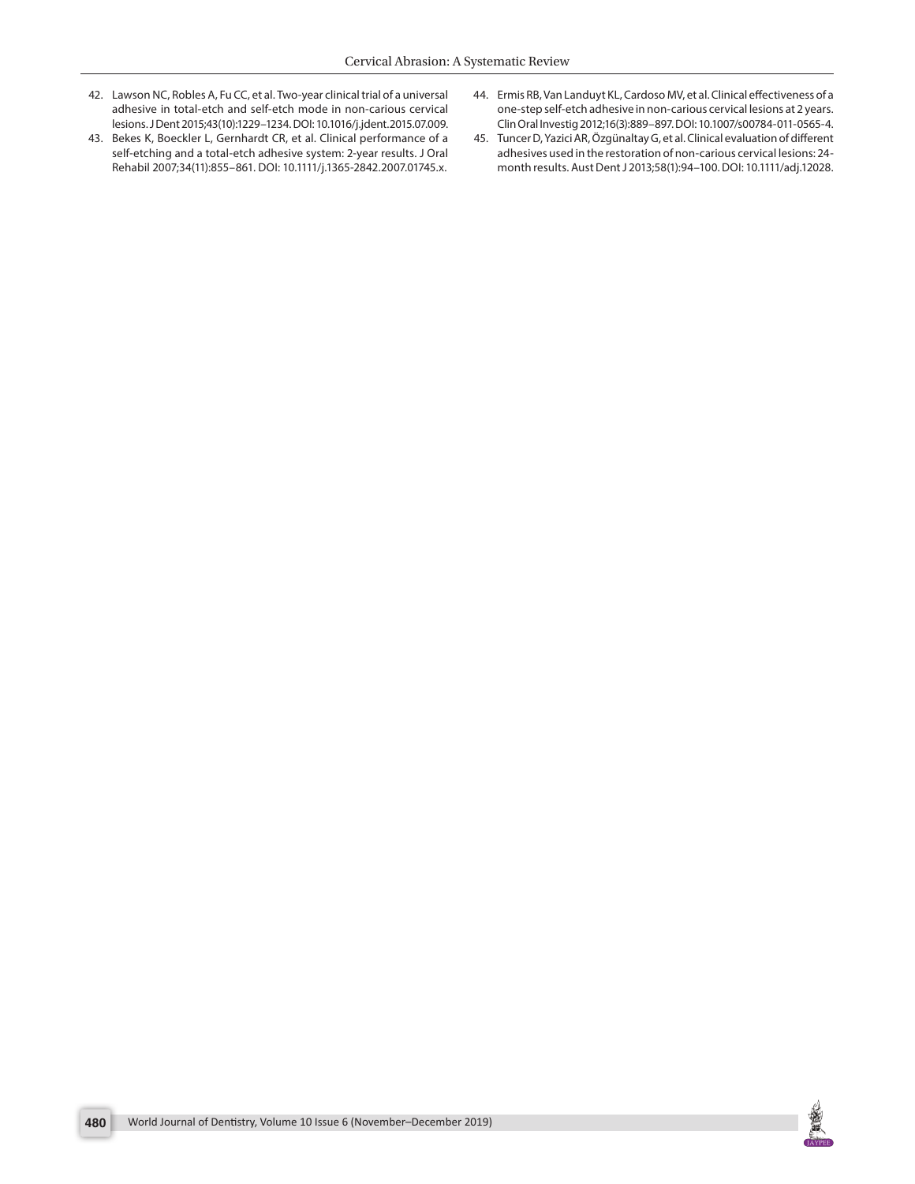42. Lawson NC, Robles A, Fu CC, et al. Two-year clinical trial of a universal adhesive in total-etch and self-etch mode in non-carious cervical lesions. J Dent 2015;43(10):1229–1234. DOI: 10.1016/j.jdent.2015.07.009.
43. Bekes K, Boeckler L, Gernhardt CR, et al. Clinical performance of a self-etching and a total-etch adhesive system: 2-year results. J Oral Rehabil 2007;34(11):855–861. DOI: 10.1111/j.1365-2842.2007.01745.x.
44. Ermis RB, Van Landuyt KL, Cardoso MV, et al. Clinical effectiveness of a one-step self-etch adhesive in non-carious cervical lesions at 2 years. Clin Oral Investig 2012;16(3):889–897. DOI: 10.1007/s00784-011-0565-4.
45. Tuncer D, Yazici AR, Özgünaltay G, et al. Clinical evaluation of different adhesives used in the restoration of non-carious cervical lesions: 24-month results. Aust Dent J 2013;58(1):94–100. DOI: 10.1111/adj.12028.